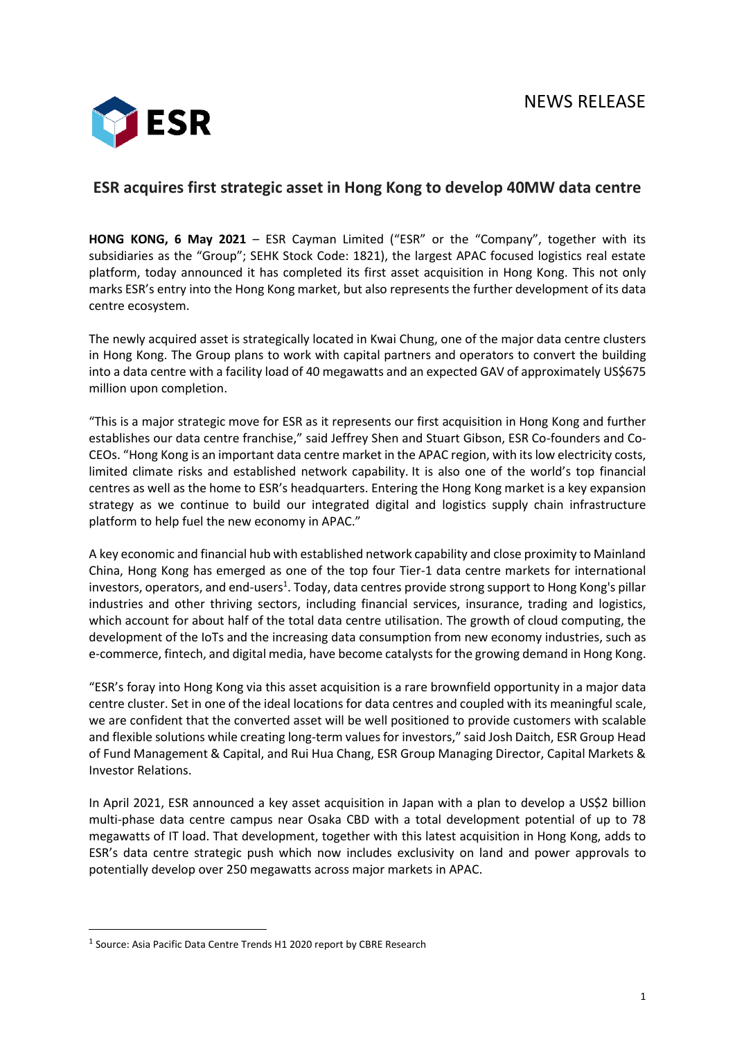NEWS RELEASE

# ESR acquires first strategic asset in Hong Kong to develop 40MW data centre

**HONG KONG, 6 May 2021** – ESR Cayman Limited ("ESR" or the "Company", together with its subsidiaries as the "Group"; SEHK Stock Code: 1821), the largest APAC focused logistics real estate platform, today announced it has completed its first asset acquisition in Hong Kong. This not only marks ESR's entry into the Hong Kong market, but also represents the further development of its data centre ecosystem.

The newly acquired asset is strategically located in Kwai Chung, one of the major data centre clusters in Hong Kong. The Group plans to work with capital partners and operators to convert the building into a data centre with a facility load of 40 megawatts and an expected GAV of approximately US$675 million upon completion.

"This is a major strategic move for ESR as it represents our first acquisition in Hong Kong and further establishes our data centre franchise," said Jeffrey Shen and Stuart Gibson, ESR Co-founders and Co-CEOs. "Hong Kong is an important data centre market in the APAC region, with its low electricity costs, limited climate risks and established network capability. It is also one of the world's top financial centres as well as the home to ESR's headquarters. Entering the Hong Kong market is a key expansion strategy as we continue to build our integrated digital and logistics supply chain infrastructure platform to help fuel the new economy in APAC."

A key economic and financial hub with established network capability and close proximity to Mainland China, Hong Kong has emerged as one of the top four Tier-1 data centre markets for international investors, operators, and end-users[1]. Today, data centres provide strong support to Hong Kong's pillar industries and other thriving sectors, including financial services, insurance, trading and logistics, which account for about half of the total data centre utilisation. The growth of cloud computing, the development of the IoTs and the increasing data consumption from new economy industries, such as e-commerce, fintech, and digital media, have become catalysts for the growing demand in Hong Kong.

"ESR's foray into Hong Kong via this asset acquisition is a rare brownfield opportunity in a major data centre cluster. Set in one of the ideal locations for data centres and coupled with its meaningful scale, we are confident that the converted asset will be well positioned to provide customers with scalable and flexible solutions while creating long-term values for investors," said Josh Daitch, ESR Group Head of Fund Management & Capital, and Rui Hua Chang, ESR Group Managing Director, Capital Markets & Investor Relations.

In April 2021, ESR announced a key asset acquisition in Japan with a plan to develop a US$2 billion multi-phase data centre campus near Osaka CBD with a total development potential of up to 78 megawatts of IT load. That development, together with this latest acquisition in Hong Kong, adds to ESR's data centre strategic push which now includes exclusivity on land and power approvals to potentially develop over 250 megawatts across major markets in APAC.

---

[1] Source: Asia Pacific Data Centre Trends H1 2020 report by CBRE Research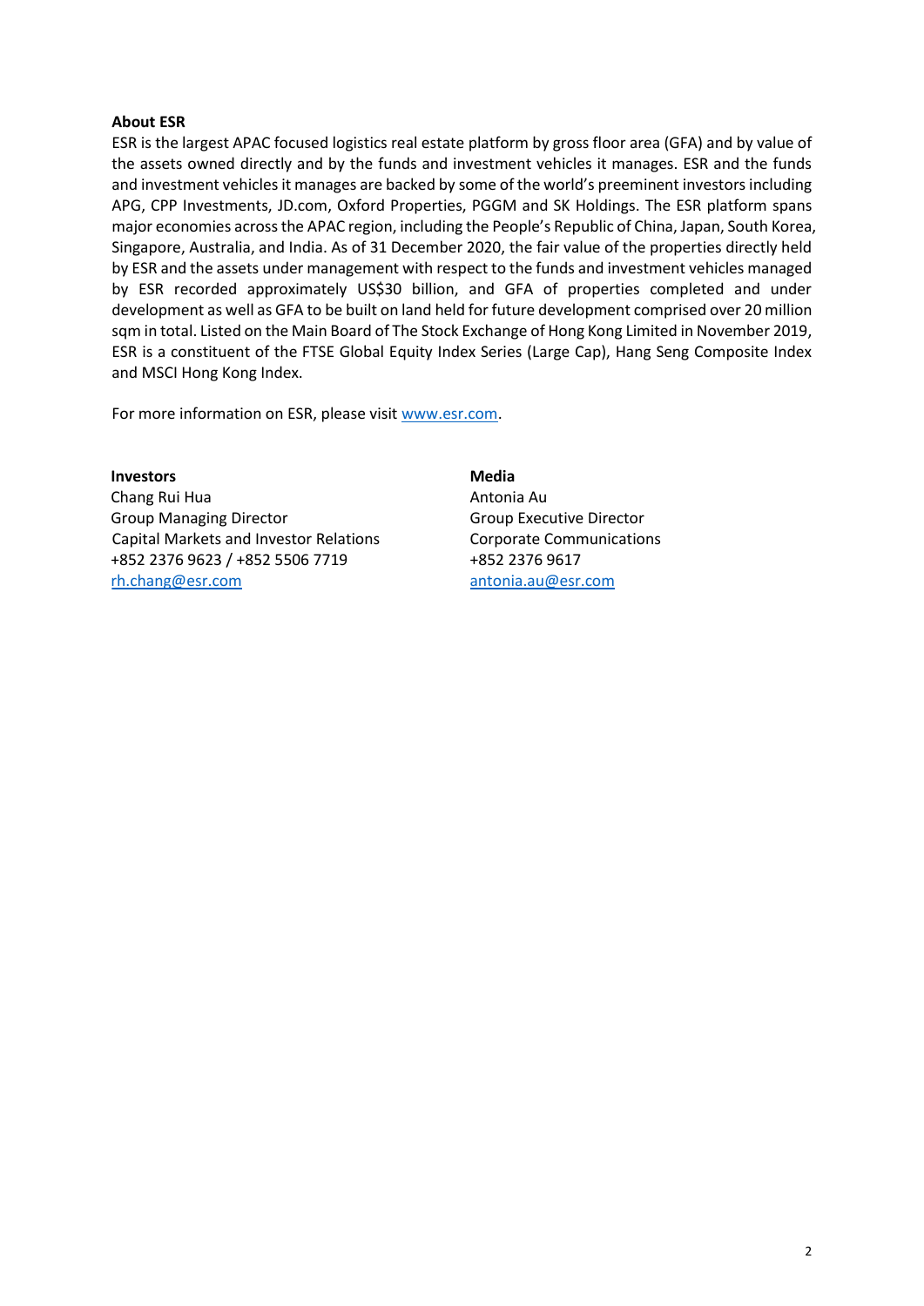**About ESR**

ESR is the largest APAC focused logistics real estate platform by gross floor area (GFA) and by value of the assets owned directly and by the funds and investment vehicles it manages. ESR and the funds and investment vehicles it manages are backed by some of the world's preeminent investors including APG, CPP Investments, JD.com, Oxford Properties, PGGM and SK Holdings. The ESR platform spans major economies across the APAC region, including the People's Republic of China, Japan, South Korea, Singapore, Australia, and India. As of 31 December 2020, the fair value of the properties directly held by ESR and the assets under management with respect to the funds and investment vehicles managed by ESR recorded approximately US$30 billion, and GFA of properties completed and under development as well as GFA to be built on land held for future development comprised over 20 million sqm in total. Listed on the Main Board of The Stock Exchange of Hong Kong Limited in November 2019, ESR is a constituent of the FTSE Global Equity Index Series (Large Cap), Hang Seng Composite Index and MSCI Hong Kong Index.

For more information on ESR, please visit www.esr.com.

**Investors**
Chang Rui Hua
Group Managing Director
Capital Markets and Investor Relations
+852 2376 9623 / +852 5506 7719
rh.chang@esr.com

**Media**
Antonia Au
Group Executive Director
Corporate Communications
+852 2376 9617
antonia.au@esr.com